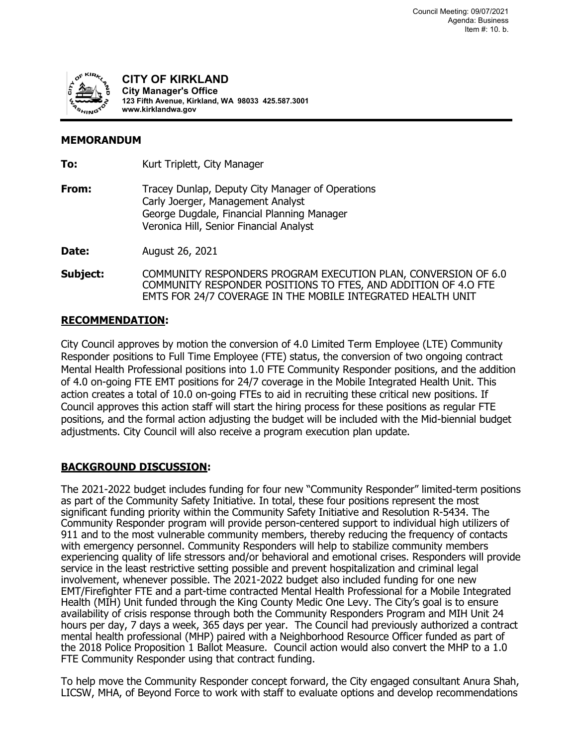Council Meeting: 09/07/2021
Agenda: Business
Item #: 10. b.

**CITY OF KIRKLAND**
**City Manager's Office**
**123 Fifth Avenue, Kirkland, WA 98033 425.587.3001**
**www.kirklandwa.gov**

## MEMORANDUM

**To:** Kurt Triplett, City Manager

**From:** Tracey Dunlap, Deputy City Manager of Operations
Carly Joerger, Management Analyst
George Dugdale, Financial Planning Manager
Veronica Hill, Senior Financial Analyst

**Date:** August 26, 2021

**Subject:** COMMUNITY RESPONDERS PROGRAM EXECUTION PLAN, CONVERSION OF 6.0 COMMUNITY RESPONDER POSITIONS TO FTES, AND ADDITION OF 4.O FTE EMTS FOR 24/7 COVERAGE IN THE MOBILE INTEGRATED HEALTH UNIT

## RECOMMENDATION:

City Council approves by motion the conversion of 4.0 Limited Term Employee (LTE) Community Responder positions to Full Time Employee (FTE) status, the conversion of two ongoing contract Mental Health Professional positions into 1.0 FTE Community Responder positions, and the addition of 4.0 on-going FTE EMT positions for 24/7 coverage in the Mobile Integrated Health Unit. This action creates a total of 10.0 on-going FTEs to aid in recruiting these critical new positions. If Council approves this action staff will start the hiring process for these positions as regular FTE positions, and the formal action adjusting the budget will be included with the Mid-biennial budget adjustments. City Council will also receive a program execution plan update.

## BACKGROUND DISCUSSION:

The 2021-2022 budget includes funding for four new "Community Responder" limited-term positions as part of the Community Safety Initiative. In total, these four positions represent the most significant funding priority within the Community Safety Initiative and Resolution R-5434. The Community Responder program will provide person-centered support to individual high utilizers of 911 and to the most vulnerable community members, thereby reducing the frequency of contacts with emergency personnel. Community Responders will help to stabilize community members experiencing quality of life stressors and/or behavioral and emotional crises. Responders will provide service in the least restrictive setting possible and prevent hospitalization and criminal legal involvement, whenever possible. The 2021-2022 budget also included funding for one new EMT/Firefighter FTE and a part-time contracted Mental Health Professional for a Mobile Integrated Health (MIH) Unit funded through the King County Medic One Levy. The City's goal is to ensure availability of crisis response through both the Community Responders Program and MIH Unit 24 hours per day, 7 days a week, 365 days per year. The Council had previously authorized a contract mental health professional (MHP) paired with a Neighborhood Resource Officer funded as part of the 2018 Police Proposition 1 Ballot Measure. Council action would also convert the MHP to a 1.0 FTE Community Responder using that contract funding.

To help move the Community Responder concept forward, the City engaged consultant Anura Shah, LICSW, MHA, of Beyond Force to work with staff to evaluate options and develop recommendations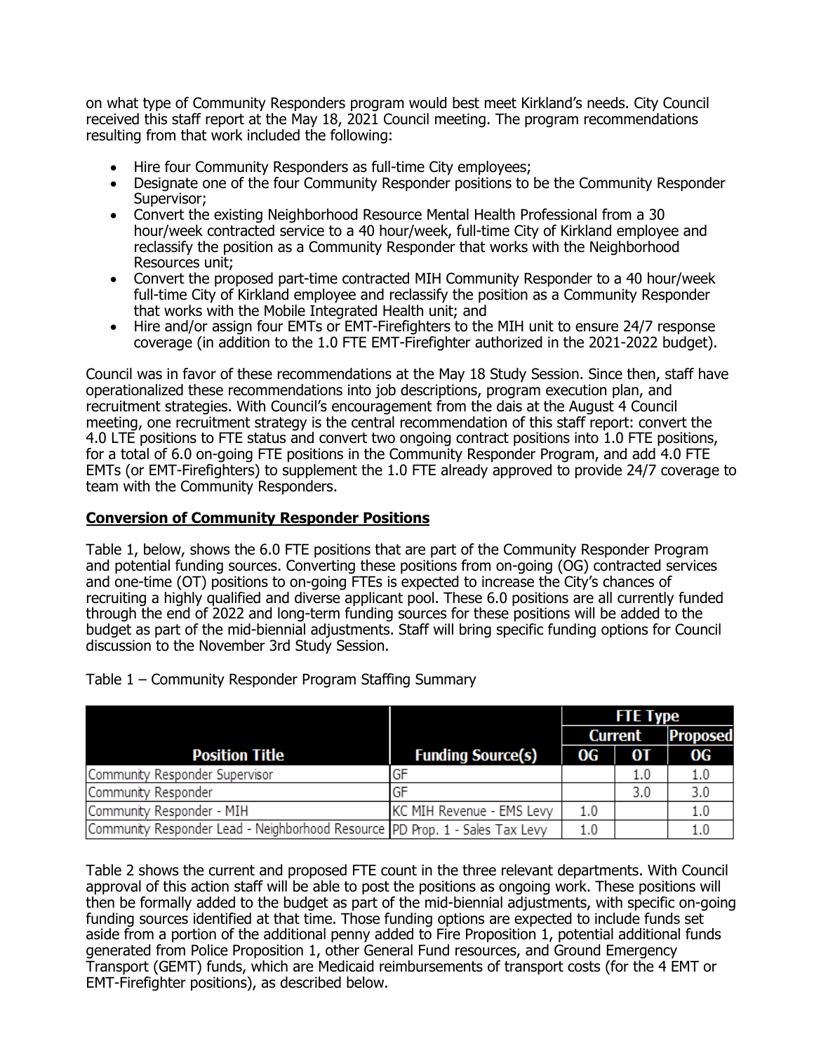on what type of Community Responders program would best meet Kirkland's needs. City Council received this staff report at the May 18, 2021 Council meeting. The program recommendations resulting from that work included the following:

- Hire four Community Responders as full-time City employees;
- Designate one of the four Community Responder positions to be the Community Responder Supervisor;
- Convert the existing Neighborhood Resource Mental Health Professional from a 30 hour/week contracted service to a 40 hour/week, full-time City of Kirkland employee and reclassify the position as a Community Responder that works with the Neighborhood Resources unit;
- Convert the proposed part-time contracted MIH Community Responder to a 40 hour/week full-time City of Kirkland employee and reclassify the position as a Community Responder that works with the Mobile Integrated Health unit; and
- Hire and/or assign four EMTs or EMT-Firefighters to the MIH unit to ensure 24/7 response coverage (in addition to the 1.0 FTE EMT-Firefighter authorized in the 2021-2022 budget).

Council was in favor of these recommendations at the May 18 Study Session. Since then, staff have operationalized these recommendations into job descriptions, program execution plan, and recruitment strategies. With Council's encouragement from the dais at the August 4 Council meeting, one recruitment strategy is the central recommendation of this staff report: convert the 4.0 LTE positions to FTE status and convert two ongoing contract positions into 1.0 FTE positions, for a total of 6.0 on-going FTE positions in the Community Responder Program, and add 4.0 FTE EMTs (or EMT-Firefighters) to supplement the 1.0 FTE already approved to provide 24/7 coverage to team with the Community Responders.

## Conversion of Community Responder Positions

Table 1, below, shows the 6.0 FTE positions that are part of the Community Responder Program and potential funding sources. Converting these positions from on-going (OG) contracted services and one-time (OT) positions to on-going FTEs is expected to increase the City's chances of recruiting a highly qualified and diverse applicant pool. These 6.0 positions are all currently funded through the end of 2022 and long-term funding sources for these positions will be added to the budget as part of the mid-biennial adjustments. Staff will bring specific funding options for Council discussion to the November 3rd Study Session.

Table 1 – Community Responder Program Staffing Summary

| | | FTE Type | | |
|---|---|---|---|---|
| | | Current | | Proposed |
| **Position Title** | **Funding Source(s)** | **OG** | **OT** | **OG** |
| Community Responder Supervisor | GF | | 1.0 | 1.0 |
| Community Responder | GF | | 3.0 | 3.0 |
| Community Responder - MIH | KC MIH Revenue - EMS Levy | 1.0 | | 1.0 |
| Community Responder Lead - Neighborhood Resource | PD Prop. 1 - Sales Tax Levy | 1.0 | | 1.0 |

Table 2 shows the current and proposed FTE count in the three relevant departments. With Council approval of this action staff will be able to post the positions as ongoing work. These positions will then be formally added to the budget as part of the mid-biennial adjustments, with specific on-going funding sources identified at that time. Those funding options are expected to include funds set aside from a portion of the additional penny added to Fire Proposition 1, potential additional funds generated from Police Proposition 1, other General Fund resources, and Ground Emergency Transport (GEMT) funds, which are Medicaid reimbursements of transport costs (for the 4 EMT or EMT-Firefighter positions), as described below.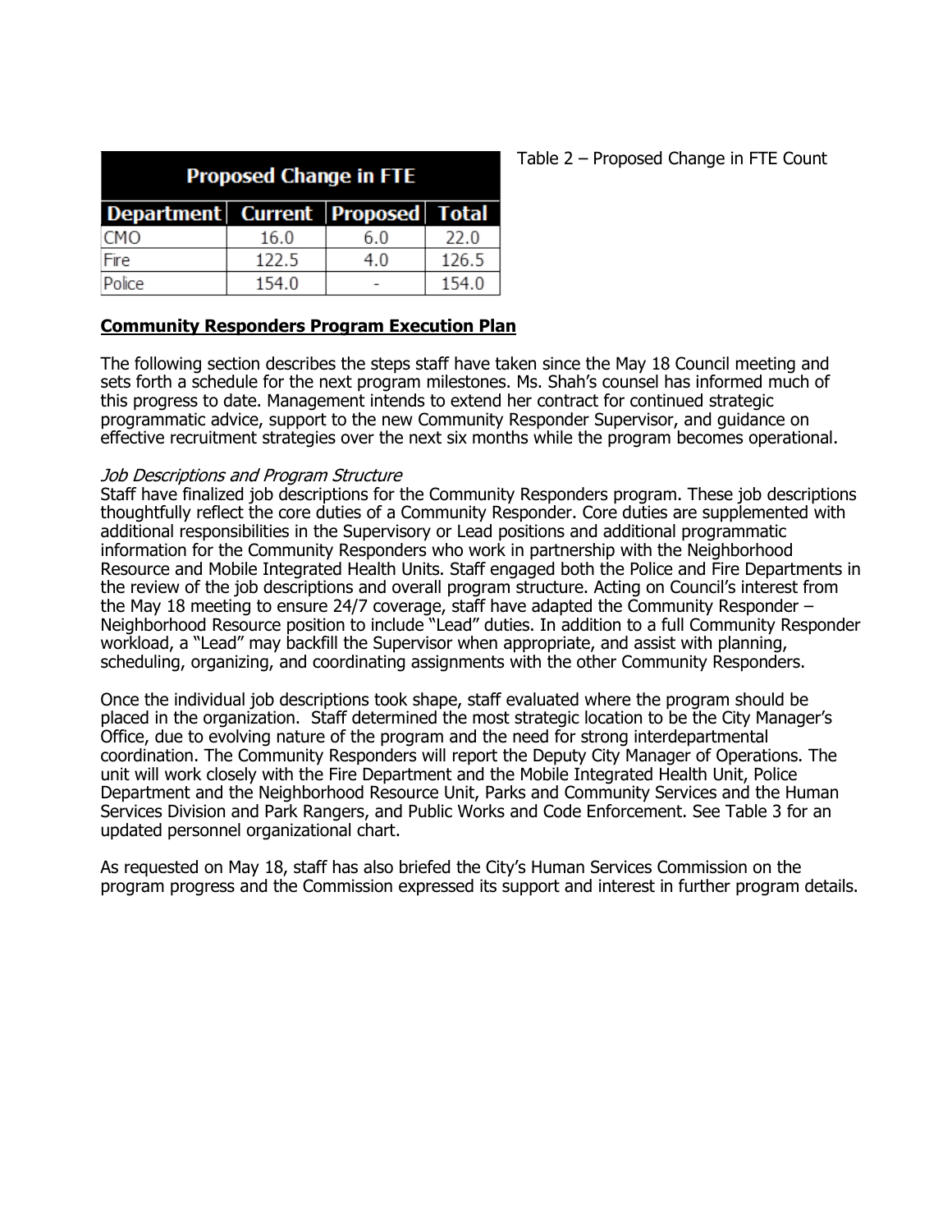Table 2 – Proposed Change in FTE Count

| Proposed Change in FTE | | | |
|---|---|---|---|
| **Department** | **Current** | **Proposed** | **Total** |
| CMO | 16.0 | 6.0 | 22.0 |
| Fire | 122.5 | 4.0 | 126.5 |
| Police | 154.0 | - | 154.0 |

## **Community Responders Program Execution Plan**

The following section describes the steps staff have taken since the May 18 Council meeting and sets forth a schedule for the next program milestones. Ms. Shah's counsel has informed much of this progress to date. Management intends to extend her contract for continued strategic programmatic advice, support to the new Community Responder Supervisor, and guidance on effective recruitment strategies over the next six months while the program becomes operational.

*Job Descriptions and Program Structure*

Staff have finalized job descriptions for the Community Responders program. These job descriptions thoughtfully reflect the core duties of a Community Responder. Core duties are supplemented with additional responsibilities in the Supervisory or Lead positions and additional programmatic information for the Community Responders who work in partnership with the Neighborhood Resource and Mobile Integrated Health Units. Staff engaged both the Police and Fire Departments in the review of the job descriptions and overall program structure. Acting on Council's interest from the May 18 meeting to ensure 24/7 coverage, staff have adapted the Community Responder – Neighborhood Resource position to include "Lead" duties. In addition to a full Community Responder workload, a "Lead" may backfill the Supervisor when appropriate, and assist with planning, scheduling, organizing, and coordinating assignments with the other Community Responders.

Once the individual job descriptions took shape, staff evaluated where the program should be placed in the organization. Staff determined the most strategic location to be the City Manager's Office, due to evolving nature of the program and the need for strong interdepartmental coordination. The Community Responders will report the Deputy City Manager of Operations. The unit will work closely with the Fire Department and the Mobile Integrated Health Unit, Police Department and the Neighborhood Resource Unit, Parks and Community Services and the Human Services Division and Park Rangers, and Public Works and Code Enforcement. See Table 3 for an updated personnel organizational chart.

As requested on May 18, staff has also briefed the City's Human Services Commission on the program progress and the Commission expressed its support and interest in further program details.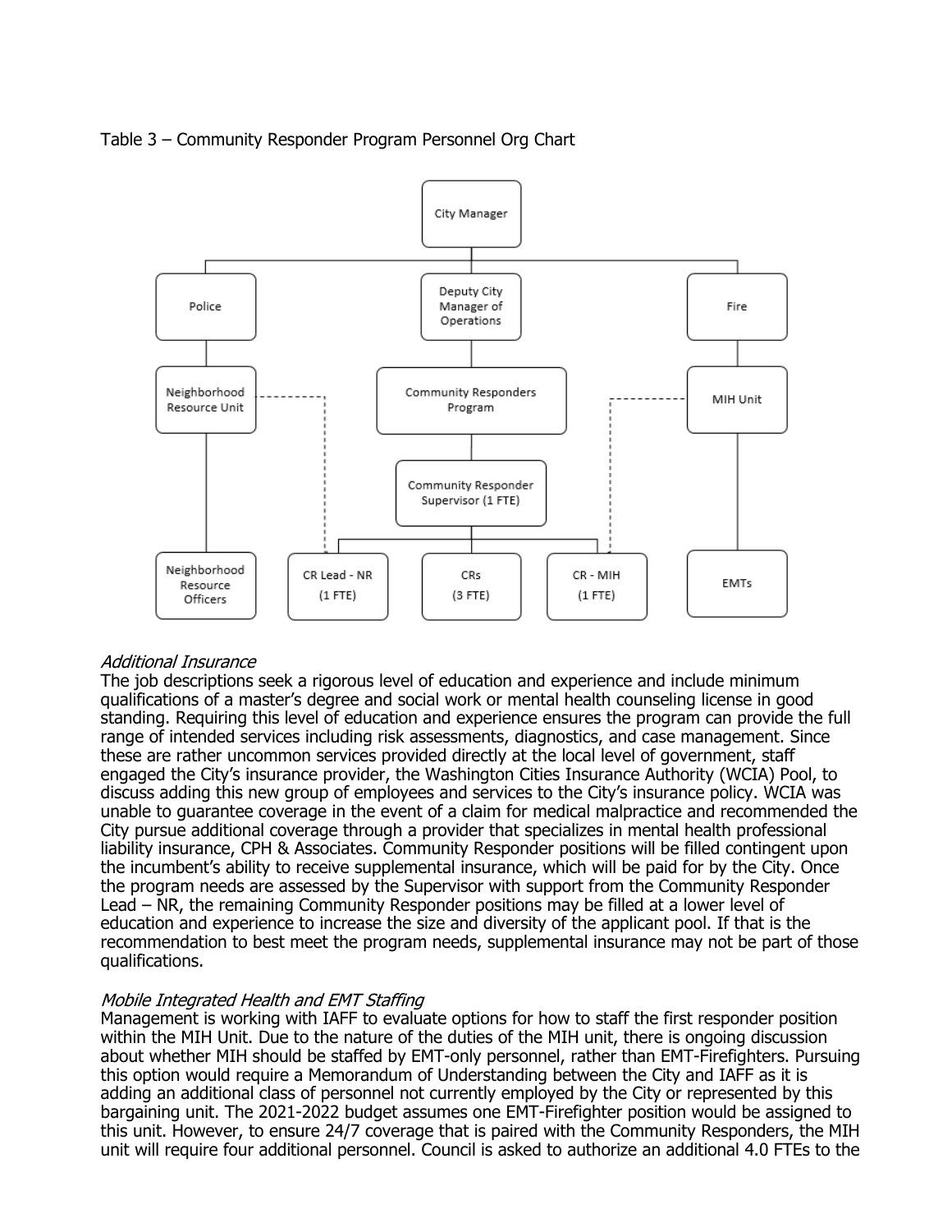Table 3 – Community Responder Program Personnel Org Chart

- City Manager
  - Police
    - Neighborhood Resource Unit
      - Neighborhood Resource Officers
  - Deputy City Manager of Operations
    - Community Responders Program
      - Community Responder Supervisor (1 FTE)
        - CR Lead - NR (1 FTE)
        - CRs (3 FTE)
        - CR - MIH (1 FTE)
  - Fire
    - MIH Unit
      - EMTs

*Additional Insurance*

The job descriptions seek a rigorous level of education and experience and include minimum qualifications of a master's degree and social work or mental health counseling license in good standing. Requiring this level of education and experience ensures the program can provide the full range of intended services including risk assessments, diagnostics, and case management. Since these are rather uncommon services provided directly at the local level of government, staff engaged the City's insurance provider, the Washington Cities Insurance Authority (WCIA) Pool, to discuss adding this new group of employees and services to the City's insurance policy. WCIA was unable to guarantee coverage in the event of a claim for medical malpractice and recommended the City pursue additional coverage through a provider that specializes in mental health professional liability insurance, CPH & Associates. Community Responder positions will be filled contingent upon the incumbent's ability to receive supplemental insurance, which will be paid for by the City. Once the program needs are assessed by the Supervisor with support from the Community Responder Lead – NR, the remaining Community Responder positions may be filled at a lower level of education and experience to increase the size and diversity of the applicant pool. If that is the recommendation to best meet the program needs, supplemental insurance may not be part of those qualifications.

*Mobile Integrated Health and EMT Staffing*

Management is working with IAFF to evaluate options for how to staff the first responder position within the MIH Unit. Due to the nature of the duties of the MIH unit, there is ongoing discussion about whether MIH should be staffed by EMT-only personnel, rather than EMT-Firefighters. Pursuing this option would require a Memorandum of Understanding between the City and IAFF as it is adding an additional class of personnel not currently employed by the City or represented by this bargaining unit. The 2021-2022 budget assumes one EMT-Firefighter position would be assigned to this unit. However, to ensure 24/7 coverage that is paired with the Community Responders, the MIH unit will require four additional personnel. Council is asked to authorize an additional 4.0 FTEs to the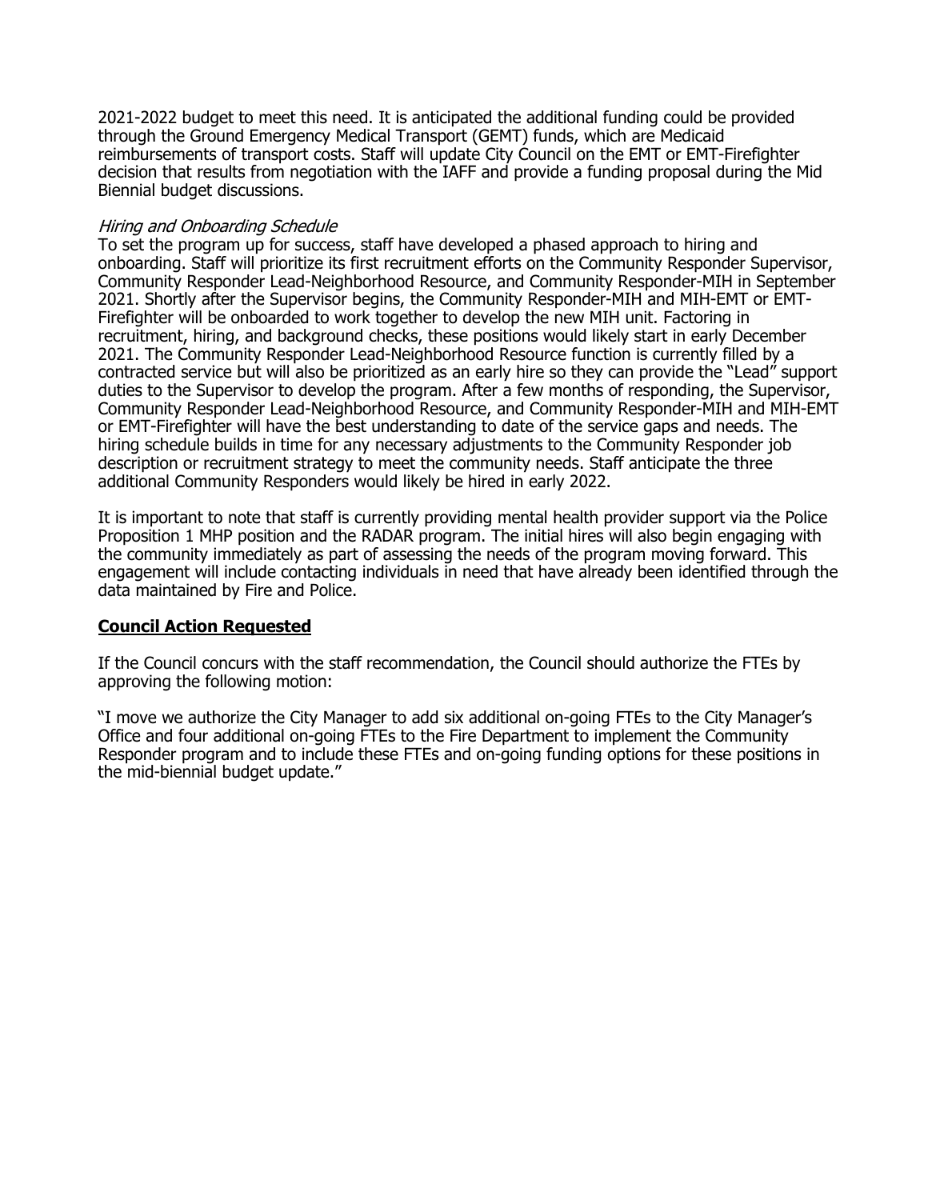2021-2022 budget to meet this need. It is anticipated the additional funding could be provided through the Ground Emergency Medical Transport (GEMT) funds, which are Medicaid reimbursements of transport costs. Staff will update City Council on the EMT or EMT-Firefighter decision that results from negotiation with the IAFF and provide a funding proposal during the Mid Biennial budget discussions.

*Hiring and Onboarding Schedule*

To set the program up for success, staff have developed a phased approach to hiring and onboarding. Staff will prioritize its first recruitment efforts on the Community Responder Supervisor, Community Responder Lead-Neighborhood Resource, and Community Responder-MIH in September 2021. Shortly after the Supervisor begins, the Community Responder-MIH and MIH-EMT or EMT-Firefighter will be onboarded to work together to develop the new MIH unit. Factoring in recruitment, hiring, and background checks, these positions would likely start in early December 2021. The Community Responder Lead-Neighborhood Resource function is currently filled by a contracted service but will also be prioritized as an early hire so they can provide the "Lead" support duties to the Supervisor to develop the program. After a few months of responding, the Supervisor, Community Responder Lead-Neighborhood Resource, and Community Responder-MIH and MIH-EMT or EMT-Firefighter will have the best understanding to date of the service gaps and needs. The hiring schedule builds in time for any necessary adjustments to the Community Responder job description or recruitment strategy to meet the community needs. Staff anticipate the three additional Community Responders would likely be hired in early 2022.

It is important to note that staff is currently providing mental health provider support via the Police Proposition 1 MHP position and the RADAR program. The initial hires will also begin engaging with the community immediately as part of assessing the needs of the program moving forward. This engagement will include contacting individuals in need that have already been identified through the data maintained by Fire and Police.

## Council Action Requested

If the Council concurs with the staff recommendation, the Council should authorize the FTEs by approving the following motion:

"I move we authorize the City Manager to add six additional on-going FTEs to the City Manager's Office and four additional on-going FTEs to the Fire Department to implement the Community Responder program and to include these FTEs and on-going funding options for these positions in the mid-biennial budget update."